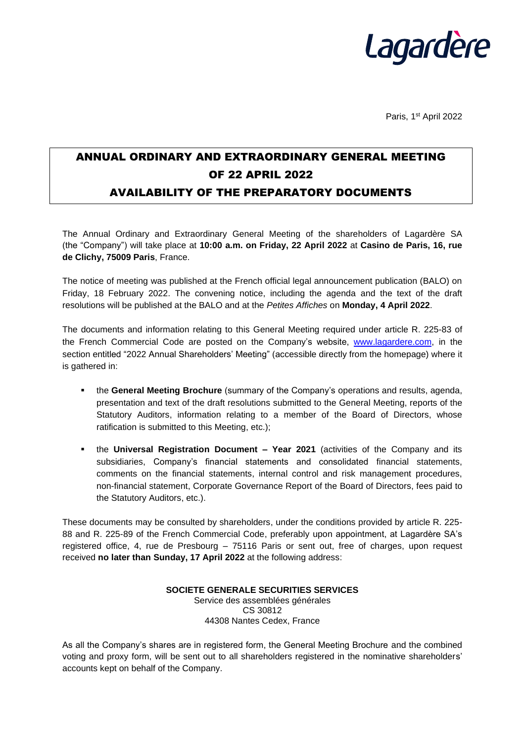Lagardère

Paris, 1st April 2022

# ANNUAL ORDINARY AND EXTRAORDINARY GENERAL MEETING OF 22 APRIL 2022

# AVAILABILITY OF THE PREPARATORY DOCUMENTS

The Annual Ordinary and Extraordinary General Meeting of the shareholders of Lagardère SA (the "Company") will take place at **10:00 a.m. on Friday, 22 April 2022** at **Casino de Paris, 16, rue de Clichy, 75009 Paris**, France.

The notice of meeting was published at the French official legal announcement publication (BALO) on Friday, 18 February 2022. The convening notice, including the agenda and the text of the draft resolutions will be published at the BALO and at the *Petites Affiches* on **Monday, 4 April 2022**.

The documents and information relating to this General Meeting required under article R. 225-83 of the French Commercial Code are posted on the Company's website, [www.lagardere.com](www.lagardere.com), in the section entitled "2022 Annual Shareholders' Meeting" (accessible directly from the homepage) where it is gathered in:

- the **General Meeting Brochure** (summary of the Company's operations and results, agenda, presentation and text of the draft resolutions submitted to the General Meeting, reports of the Statutory Auditors, information relating to a member of the Board of Directors, whose ratification is submitted to this Meeting, etc.);
- the **Universal Registration Document – Year 2021** (activities of the Company and its subsidiaries, Company's financial statements and consolidated financial statements, comments on the financial statements, internal control and risk management procedures, non-financial statement, Corporate Governance Report of the Board of Directors, fees paid to the Statutory Auditors, etc.).

These documents may be consulted by shareholders, under the conditions provided by article R. 225-88 and R. 225-89 of the French Commercial Code, preferably upon appointment, at Lagardère SA's registered office, 4, rue de Presbourg – 75116 Paris or sent out, free of charges, upon request received **no later than Sunday, 17 April 2022** at the following address:

**SOCIETE GENERALE SECURITIES SERVICES**
Service des assemblées générales
CS 30812
44308 Nantes Cedex, France

As all the Company's shares are in registered form, the General Meeting Brochure and the combined voting and proxy form, will be sent out to all shareholders registered in the nominative shareholders' accounts kept on behalf of the Company.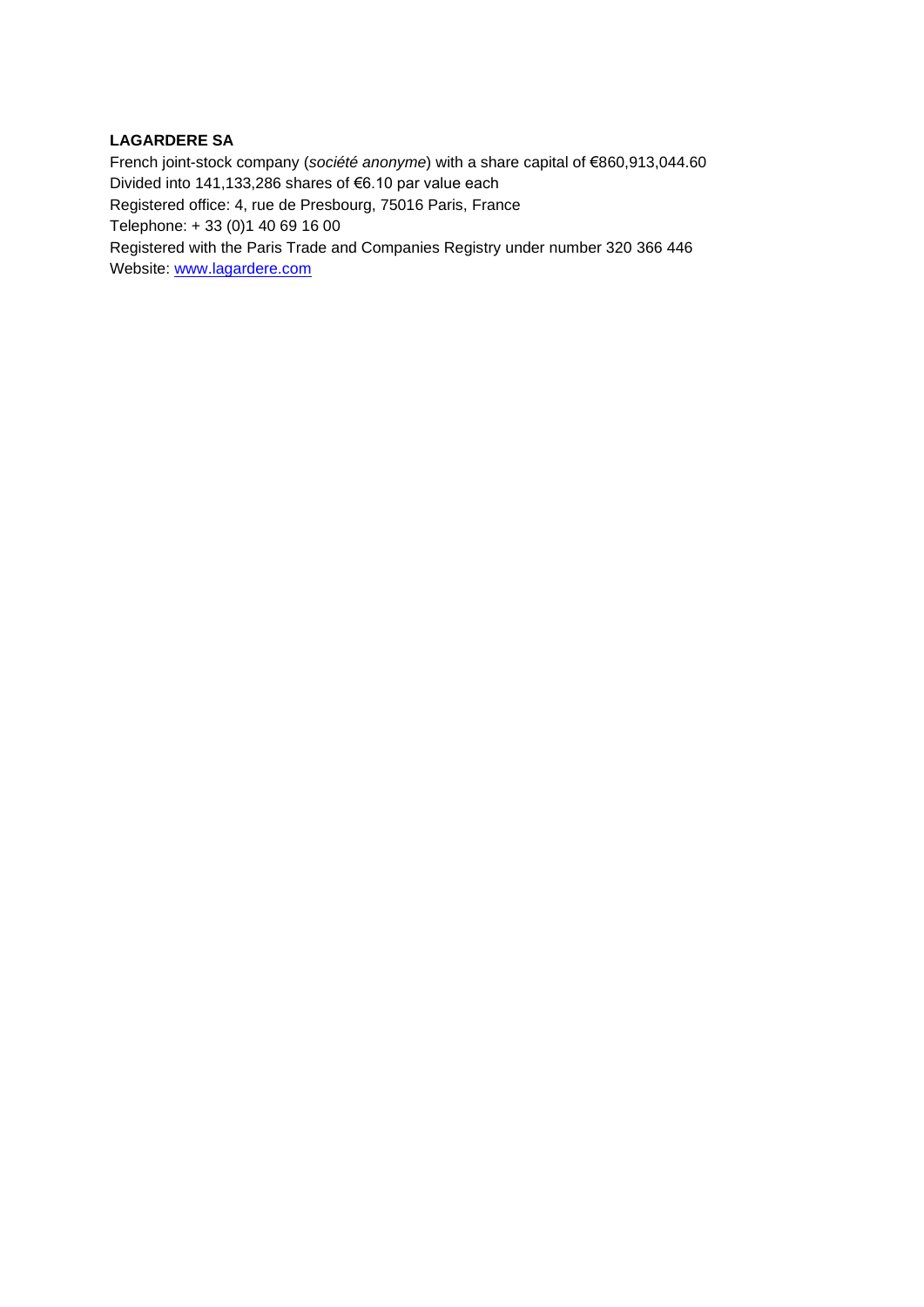**LAGARDERE SA**

French joint-stock company (*société anonyme*) with a share capital of €860,913,044.60
Divided into 141,133,286 shares of €6.10 par value each
Registered office: 4, rue de Presbourg, 75016 Paris, France
Telephone: + 33 (0)1 40 69 16 00
Registered with the Paris Trade and Companies Registry under number 320 366 446
Website: [www.lagardere.com](http://www.lagardere.com)